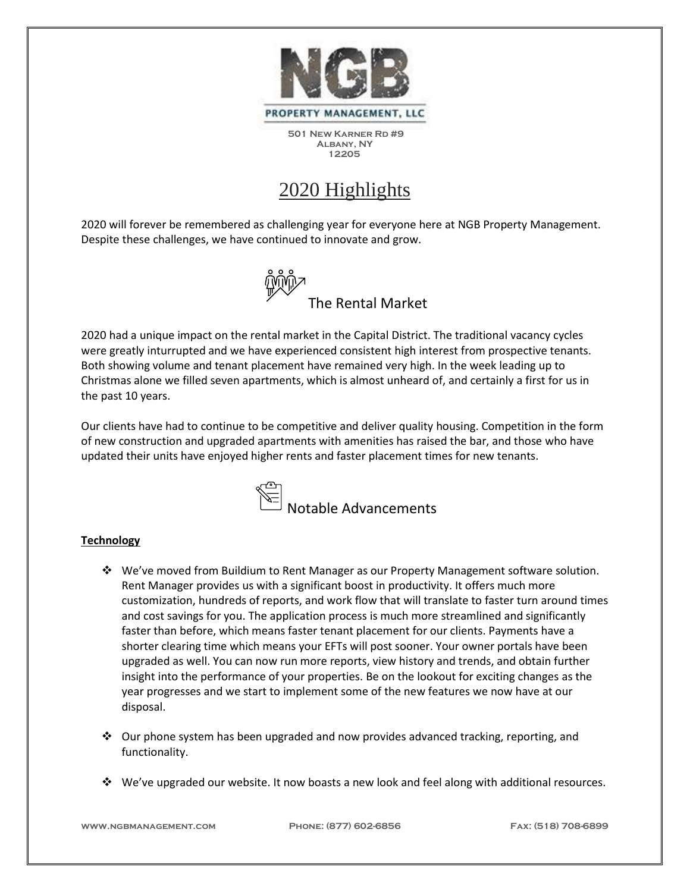NGB

PROPERTY MANAGEMENT, LLC

501 New Karner Rd #9
Albany, NY
12205

# 2020 Highlights

2020 will forever be remembered as challenging year for everyone here at NGB Property Management. Despite these challenges, we have continued to innovate and grow.

## The Rental Market

2020 had a unique impact on the rental market in the Capital District. The traditional vacancy cycles were greatly inturrupted and we have experienced consistent high interest from prospective tenants. Both showing volume and tenant placement have remained very high. In the week leading up to Christmas alone we filled seven apartments, which is almost unheard of, and certainly a first for us in the past 10 years.

Our clients have had to continue to be competitive and deliver quality housing. Competition in the form of new construction and upgraded apartments with amenities has raised the bar, and those who have updated their units have enjoyed higher rents and faster placement times for new tenants.

## Notable Advancements

**Technology**

- We've moved from Buildium to Rent Manager as our Property Management software solution. Rent Manager provides us with a significant boost in productivity. It offers much more customization, hundreds of reports, and work flow that will translate to faster turn around times and cost savings for you. The application process is much more streamlined and significantly faster than before, which means faster tenant placement for our clients. Payments have a shorter clearing time which means your EFTs will post sooner. Your owner portals have been upgraded as well. You can now run more reports, view history and trends, and obtain further insight into the performance of your properties. Be on the lookout for exciting changes as the year progresses and we start to implement some of the new features we now have at our disposal.

- Our phone system has been upgraded and now provides advanced tracking, reporting, and functionality.

- We've upgraded our website. It now boasts a new look and feel along with additional resources.

www.ngbmanagement.com Phone: (877) 602-6856 Fax: (518) 708-6899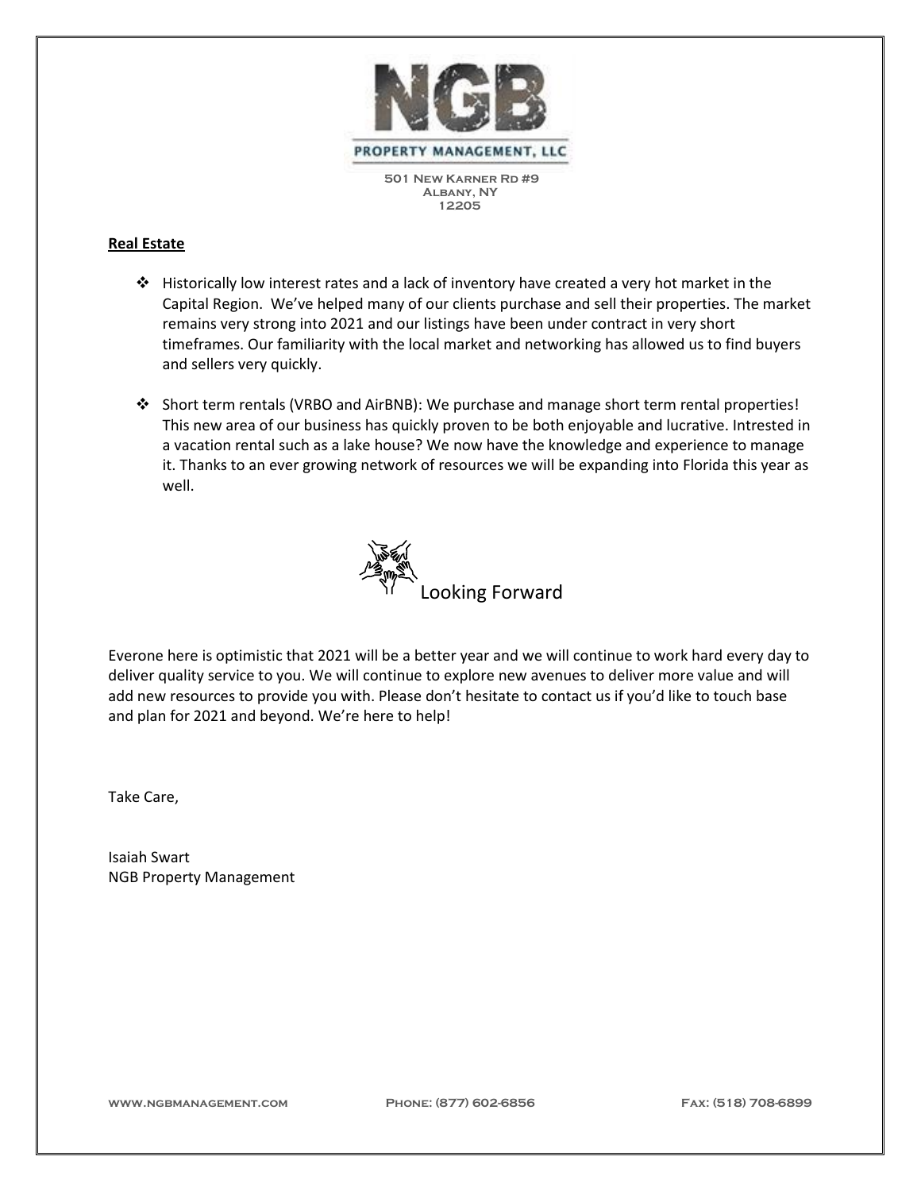**PROPERTY MANAGEMENT, LLC**

501 New Karner Rd #9
Albany, NY
12205

**Real Estate**

- Historically low interest rates and a lack of inventory have created a very hot market in the Capital Region. We've helped many of our clients purchase and sell their properties. The market remains very strong into 2021 and our listings have been under contract in very short timeframes. Our familiarity with the local market and networking has allowed us to find buyers and sellers very quickly.

- Short term rentals (VRBO and AirBNB): We purchase and manage short term rental properties! This new area of our business has quickly proven to be both enjoyable and lucrative. Intrested in a vacation rental such as a lake house? We now have the knowledge and experience to manage it. Thanks to an ever growing network of resources we will be expanding into Florida this year as well.

## Looking Forward

Everone here is optimistic that 2021 will be a better year and we will continue to work hard every day to deliver quality service to you. We will continue to explore new avenues to deliver more value and will add new resources to provide you with. Please don't hesitate to contact us if you'd like to touch base and plan for 2021 and beyond. We're here to help!

Take Care,

Isaiah Swart
NGB Property Management

www.ngbmanagement.com Phone: (877) 602-6856 Fax: (518) 708-6899